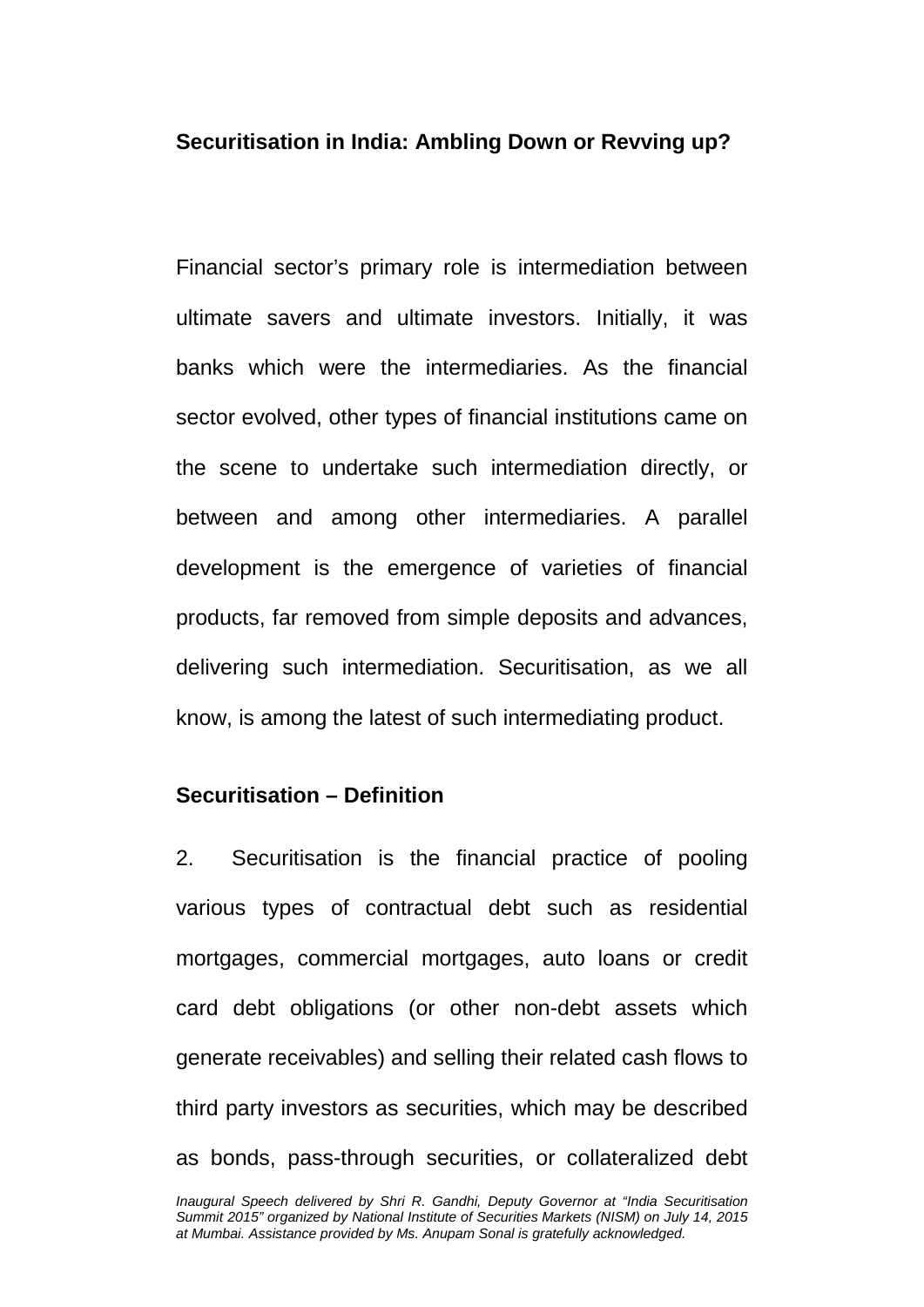## Securitisation in India: Ambling Down or Revving up?

Financial sector's primary role is intermediation between ultimate savers and ultimate investors. Initially, it was banks which were the intermediaries. As the financial sector evolved, other types of financial institutions came on the scene to undertake such intermediation directly, or between and among other intermediaries. A parallel development is the emergence of varieties of financial products, far removed from simple deposits and advances, delivering such intermediation. Securitisation, as we all know, is among the latest of such intermediating product.

### Securitisation – Definition

2. Securitisation is the financial practice of pooling various types of contractual debt such as residential mortgages, commercial mortgages, auto loans or credit card debt obligations (or other non-debt assets which generate receivables) and selling their related cash flows to third party investors as securities, which may be described as bonds, pass-through securities, or collateralized debt

*Inaugural Speech delivered by Shri R. Gandhi, Deputy Governor at "India Securitisation Summit 2015" organized by National Institute of Securities Markets (NISM) on July 14, 2015 at Mumbai. Assistance provided by Ms. Anupam Sonal is gratefully acknowledged.*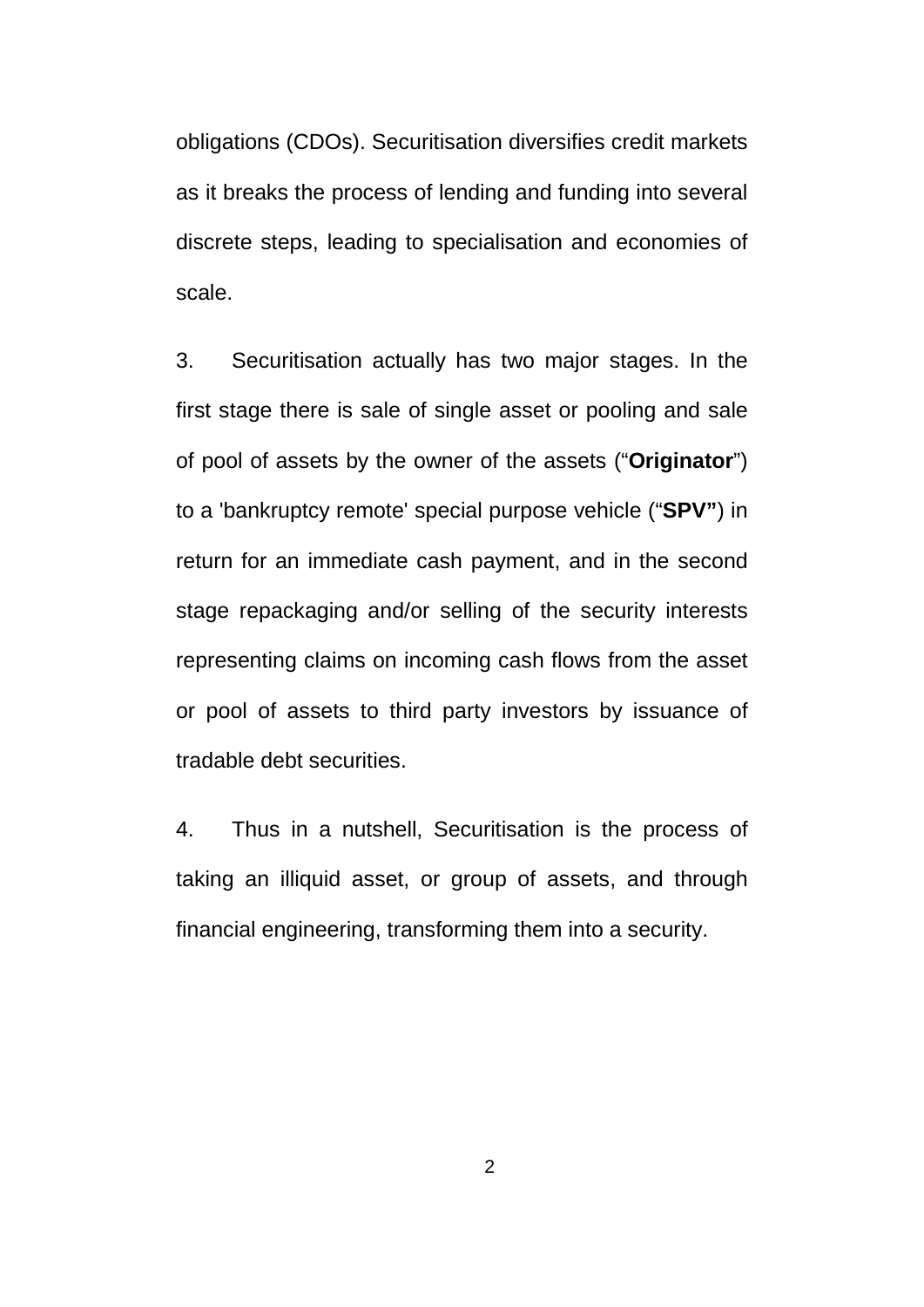obligations (CDOs). Securitisation diversifies credit markets as it breaks the process of lending and funding into several discrete steps, leading to specialisation and economies of scale.

3. Securitisation actually has two major stages. In the first stage there is sale of single asset or pooling and sale of pool of assets by the owner of the assets ("**Originator**") to a 'bankruptcy remote' special purpose vehicle ("**SPV"**) in return for an immediate cash payment, and in the second stage repackaging and/or selling of the security interests representing claims on incoming cash flows from the asset or pool of assets to third party investors by issuance of tradable debt securities.

4. Thus in a nutshell, Securitisation is the process of taking an illiquid asset, or group of assets, and through financial engineering, transforming them into a security.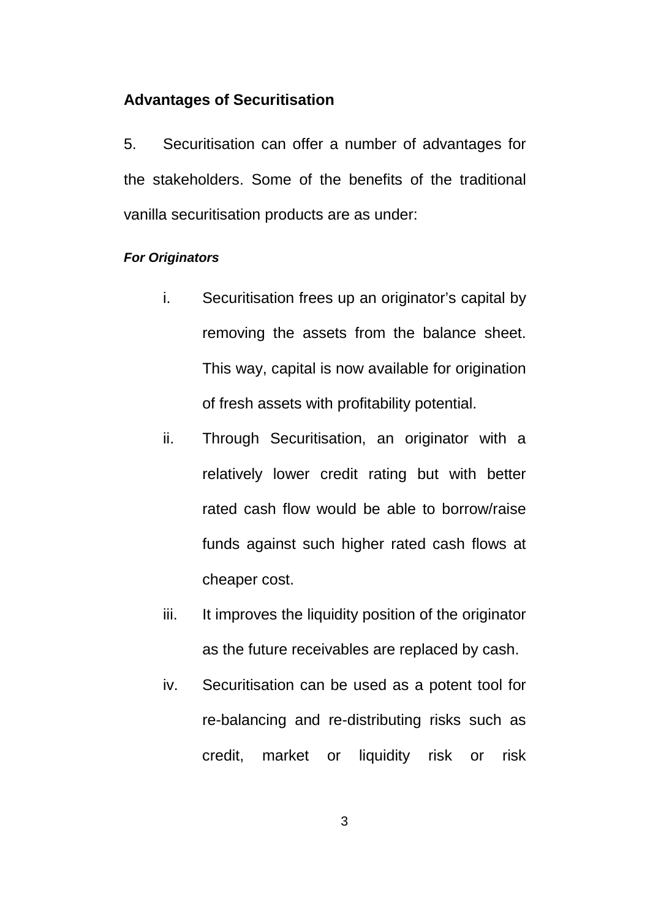## Advantages of Securitisation

5. Securitisation can offer a number of advantages for the stakeholders. Some of the benefits of the traditional vanilla securitisation products are as under:

***For Originators***

i. Securitisation frees up an originator's capital by removing the assets from the balance sheet. This way, capital is now available for origination of fresh assets with profitability potential.

ii. Through Securitisation, an originator with a relatively lower credit rating but with better rated cash flow would be able to borrow/raise funds against such higher rated cash flows at cheaper cost.

iii. It improves the liquidity position of the originator as the future receivables are replaced by cash.

iv. Securitisation can be used as a potent tool for re-balancing and re-distributing risks such as credit, market or liquidity risk or risk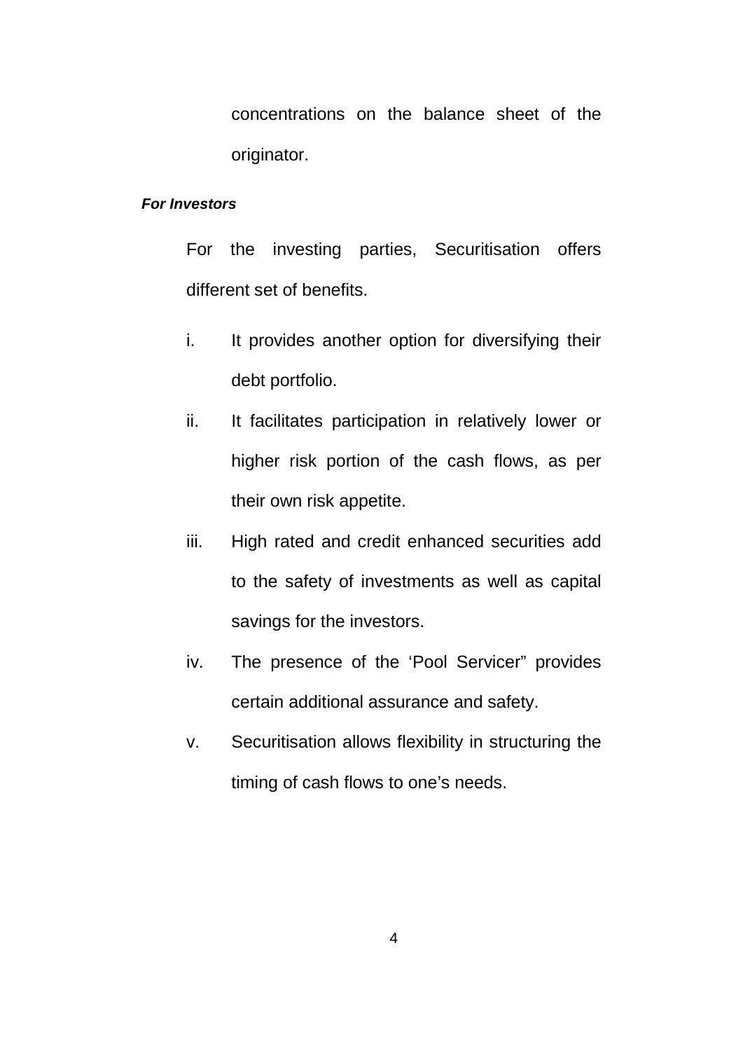concentrations on the balance sheet of the originator.

***For Investors***

For the investing parties, Securitisation offers different set of benefits.

i. It provides another option for diversifying their debt portfolio.

ii. It facilitates participation in relatively lower or higher risk portion of the cash flows, as per their own risk appetite.

iii. High rated and credit enhanced securities add to the safety of investments as well as capital savings for the investors.

iv. The presence of the 'Pool Servicer" provides certain additional assurance and safety.

v. Securitisation allows flexibility in structuring the timing of cash flows to one's needs.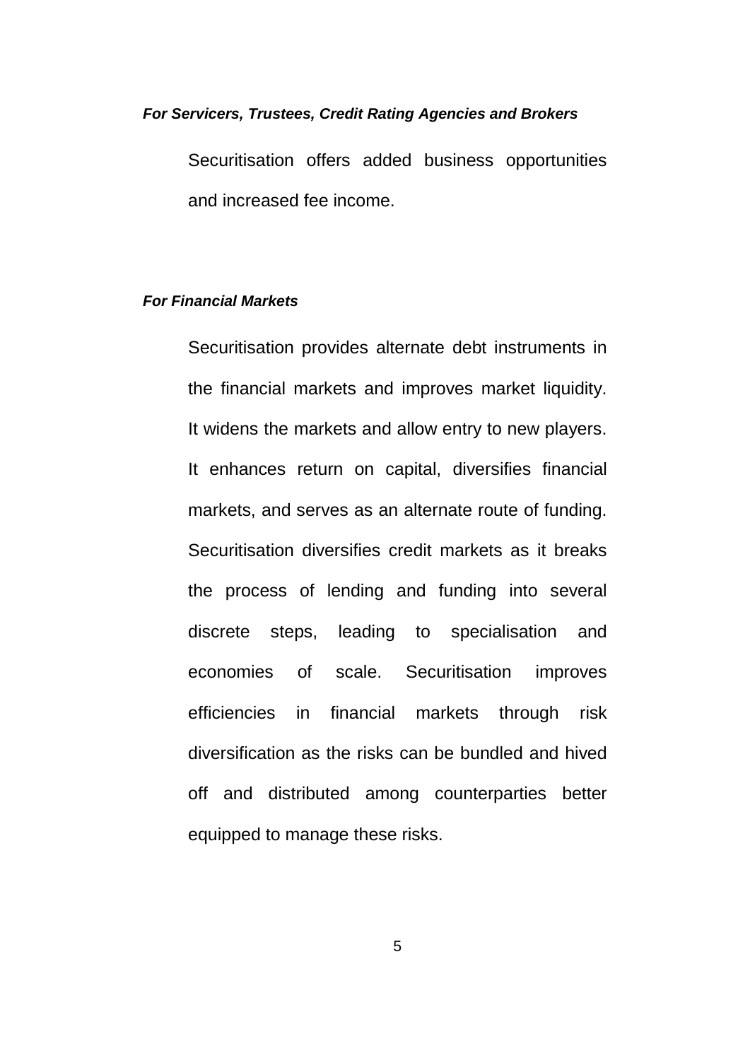***For Servicers, Trustees, Credit Rating Agencies and Brokers***

Securitisation offers added business opportunities and increased fee income.

***For Financial Markets***

Securitisation provides alternate debt instruments in the financial markets and improves market liquidity. It widens the markets and allow entry to new players. It enhances return on capital, diversifies financial markets, and serves as an alternate route of funding. Securitisation diversifies credit markets as it breaks the process of lending and funding into several discrete steps, leading to specialisation and economies of scale. Securitisation improves efficiencies in financial markets through risk diversification as the risks can be bundled and hived off and distributed among counterparties better equipped to manage these risks.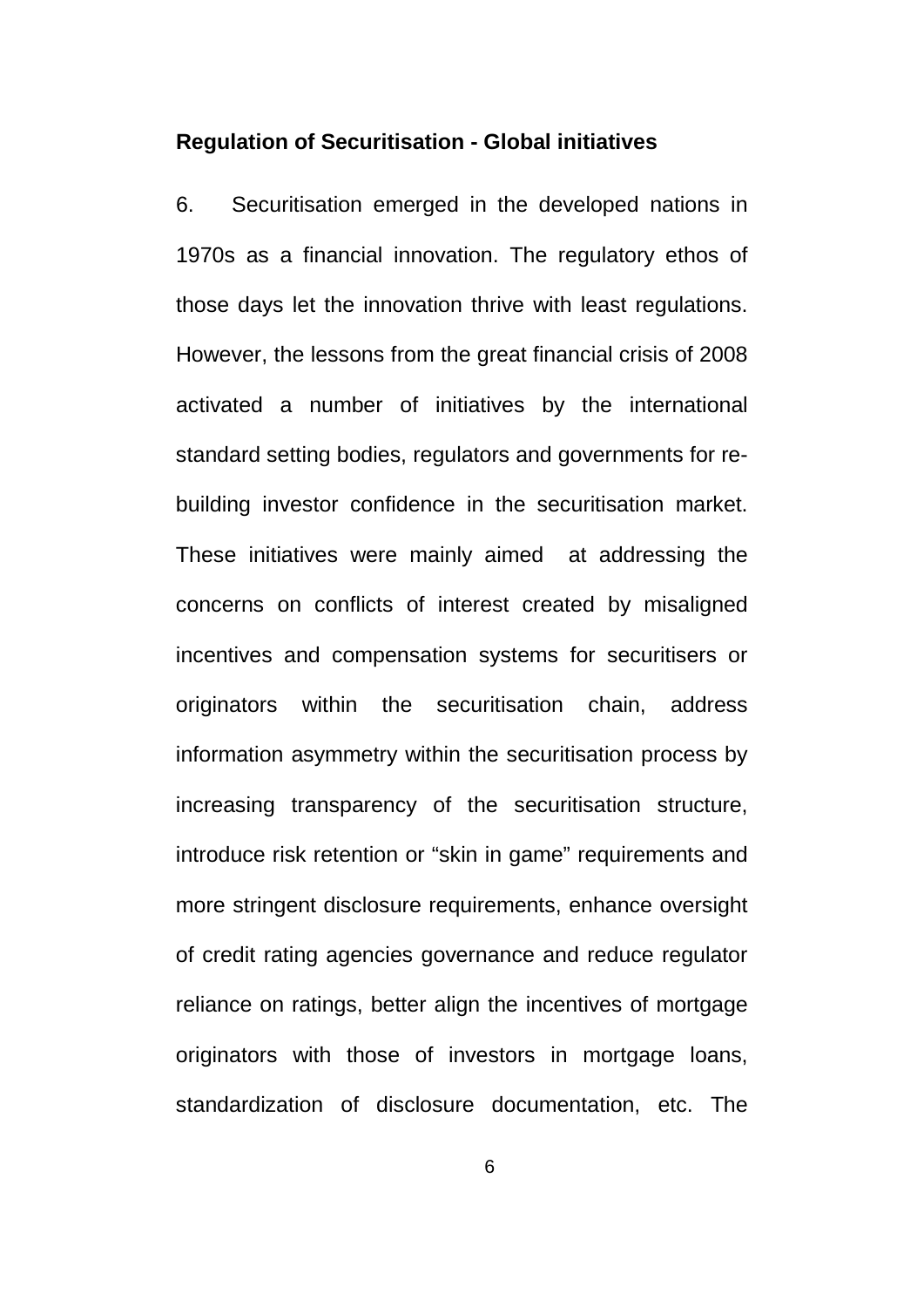**Regulation of Securitisation - Global initiatives**

6. Securitisation emerged in the developed nations in 1970s as a financial innovation. The regulatory ethos of those days let the innovation thrive with least regulations. However, the lessons from the great financial crisis of 2008 activated a number of initiatives by the international standard setting bodies, regulators and governments for re-building investor confidence in the securitisation market. These initiatives were mainly aimed at addressing the concerns on conflicts of interest created by misaligned incentives and compensation systems for securitisers or originators within the securitisation chain, address information asymmetry within the securitisation process by increasing transparency of the securitisation structure, introduce risk retention or "skin in game" requirements and more stringent disclosure requirements, enhance oversight of credit rating agencies governance and reduce regulator reliance on ratings, better align the incentives of mortgage originators with those of investors in mortgage loans, standardization of disclosure documentation, etc. The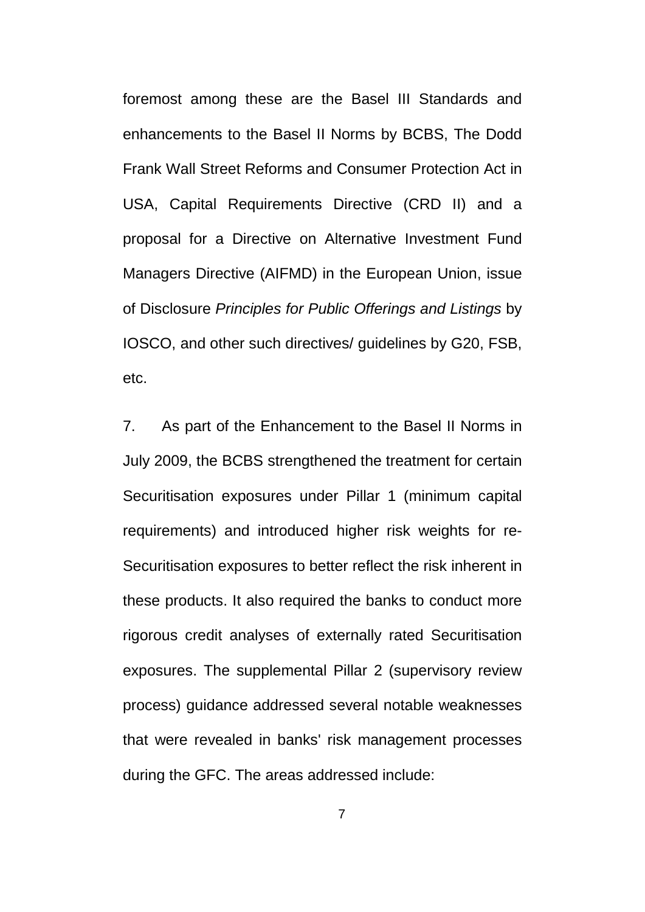foremost among these are the Basel III Standards and enhancements to the Basel II Norms by BCBS, The Dodd Frank Wall Street Reforms and Consumer Protection Act in USA, Capital Requirements Directive (CRD II) and a proposal for a Directive on Alternative Investment Fund Managers Directive (AIFMD) in the European Union, issue of Disclosure *Principles for Public Offerings and Listings* by IOSCO, and other such directives/ guidelines by G20, FSB, etc.

7. As part of the Enhancement to the Basel II Norms in July 2009, the BCBS strengthened the treatment for certain Securitisation exposures under Pillar 1 (minimum capital requirements) and introduced higher risk weights for re-Securitisation exposures to better reflect the risk inherent in these products. It also required the banks to conduct more rigorous credit analyses of externally rated Securitisation exposures. The supplemental Pillar 2 (supervisory review process) guidance addressed several notable weaknesses that were revealed in banks' risk management processes during the GFC. The areas addressed include: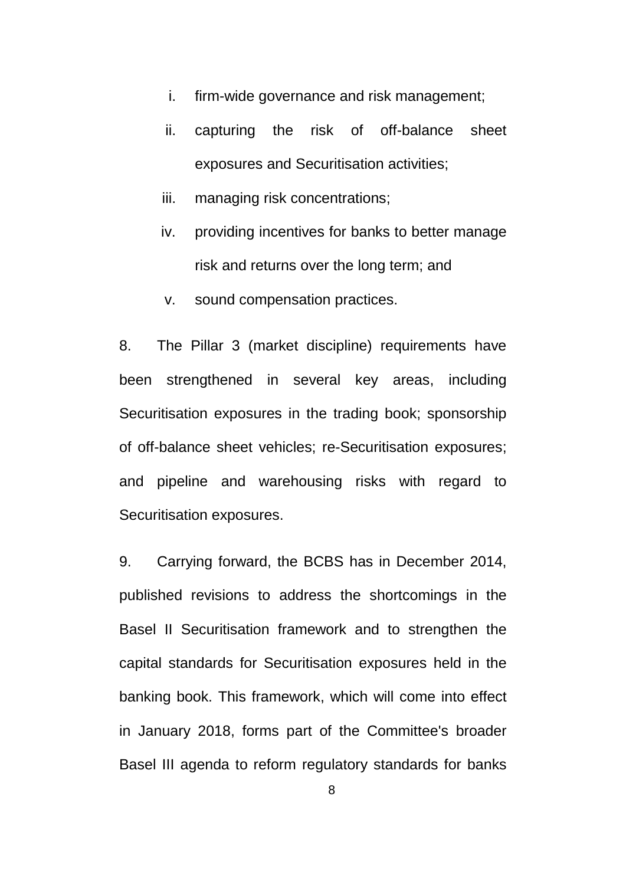i. firm-wide governance and risk management;
ii. capturing the risk of off-balance sheet exposures and Securitisation activities;
iii. managing risk concentrations;
iv. providing incentives for banks to better manage risk and returns over the long term; and
v. sound compensation practices.

8. The Pillar 3 (market discipline) requirements have been strengthened in several key areas, including Securitisation exposures in the trading book; sponsorship of off-balance sheet vehicles; re-Securitisation exposures; and pipeline and warehousing risks with regard to Securitisation exposures.

9. Carrying forward, the BCBS has in December 2014, published revisions to address the shortcomings in the Basel II Securitisation framework and to strengthen the capital standards for Securitisation exposures held in the banking book. This framework, which will come into effect in January 2018, forms part of the Committee's broader Basel III agenda to reform regulatory standards for banks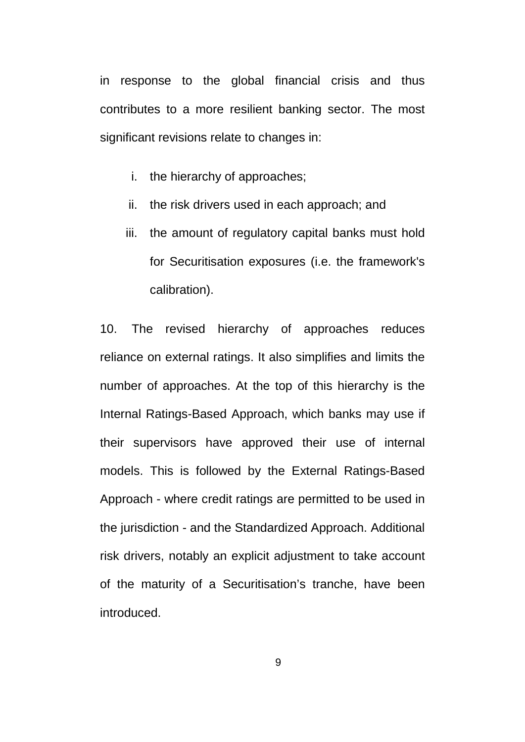in response to the global financial crisis and thus contributes to a more resilient banking sector. The most significant revisions relate to changes in:

i. the hierarchy of approaches;
ii. the risk drivers used in each approach; and
iii. the amount of regulatory capital banks must hold for Securitisation exposures (i.e. the framework's calibration).

10. The revised hierarchy of approaches reduces reliance on external ratings. It also simplifies and limits the number of approaches. At the top of this hierarchy is the Internal Ratings-Based Approach, which banks may use if their supervisors have approved their use of internal models. This is followed by the External Ratings-Based Approach - where credit ratings are permitted to be used in the jurisdiction - and the Standardized Approach. Additional risk drivers, notably an explicit adjustment to take account of the maturity of a Securitisation's tranche, have been introduced.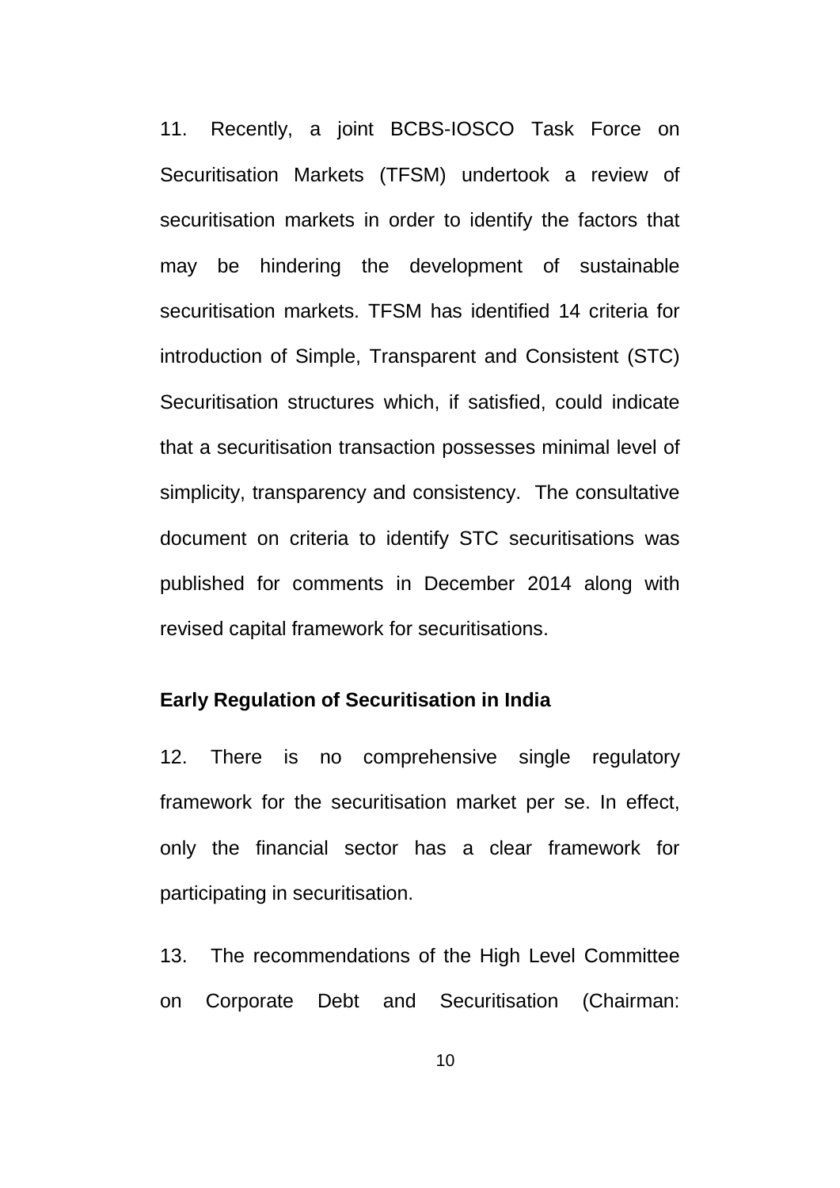11. Recently, a joint BCBS-IOSCO Task Force on Securitisation Markets (TFSM) undertook a review of securitisation markets in order to identify the factors that may be hindering the development of sustainable securitisation markets. TFSM has identified 14 criteria for introduction of Simple, Transparent and Consistent (STC) Securitisation structures which, if satisfied, could indicate that a securitisation transaction possesses minimal level of simplicity, transparency and consistency. The consultative document on criteria to identify STC securitisations was published for comments in December 2014 along with revised capital framework for securitisations.

**Early Regulation of Securitisation in India**

12. There is no comprehensive single regulatory framework for the securitisation market per se. In effect, only the financial sector has a clear framework for participating in securitisation.

13. The recommendations of the High Level Committee on Corporate Debt and Securitisation (Chairman: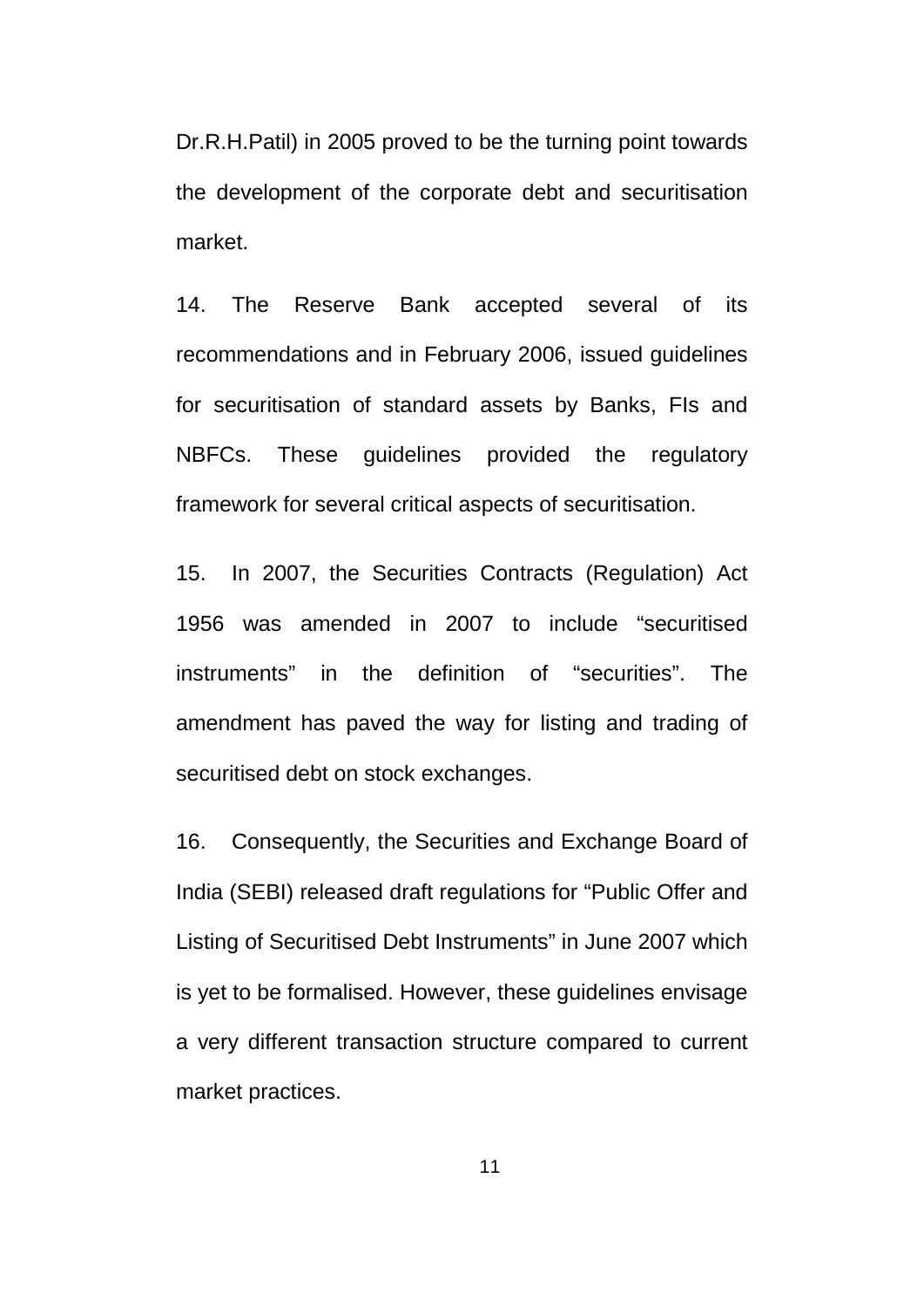Dr.R.H.Patil) in 2005 proved to be the turning point towards the development of the corporate debt and securitisation market.

14. The Reserve Bank accepted several of its recommendations and in February 2006, issued guidelines for securitisation of standard assets by Banks, FIs and NBFCs. These guidelines provided the regulatory framework for several critical aspects of securitisation.

15. In 2007, the Securities Contracts (Regulation) Act 1956 was amended in 2007 to include “securitised instruments” in the definition of “securities”. The amendment has paved the way for listing and trading of securitised debt on stock exchanges.

16. Consequently, the Securities and Exchange Board of India (SEBI) released draft regulations for “Public Offer and Listing of Securitised Debt Instruments” in June 2007 which is yet to be formalised. However, these guidelines envisage a very different transaction structure compared to current market practices.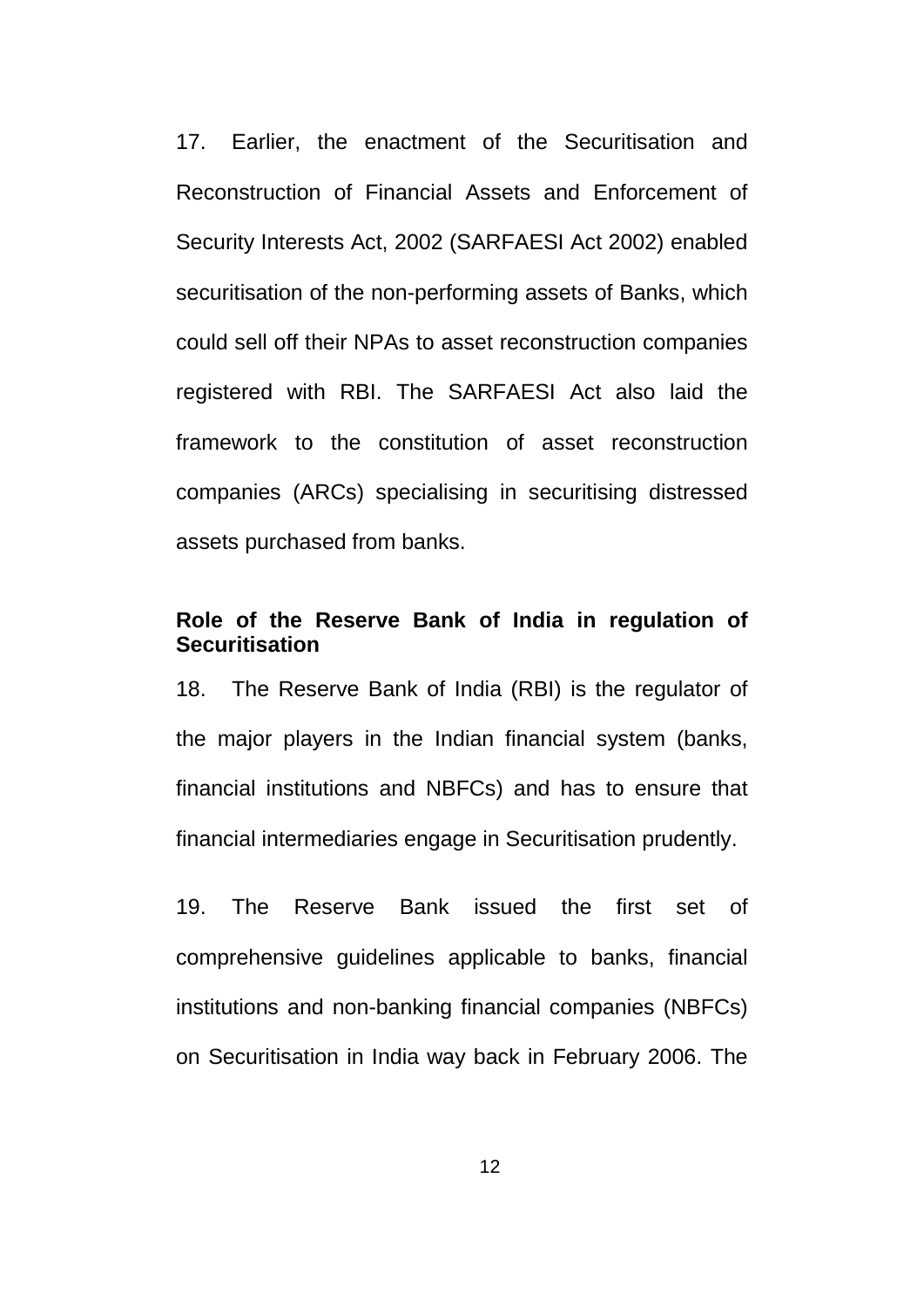17. Earlier, the enactment of the Securitisation and Reconstruction of Financial Assets and Enforcement of Security Interests Act, 2002 (SARFAESI Act 2002) enabled securitisation of the non-performing assets of Banks, which could sell off their NPAs to asset reconstruction companies registered with RBI. The SARFAESI Act also laid the framework to the constitution of asset reconstruction companies (ARCs) specialising in securitising distressed assets purchased from banks.

**Role of the Reserve Bank of India in regulation of Securitisation**

18. The Reserve Bank of India (RBI) is the regulator of the major players in the Indian financial system (banks, financial institutions and NBFCs) and has to ensure that financial intermediaries engage in Securitisation prudently.

19. The Reserve Bank issued the first set of comprehensive guidelines applicable to banks, financial institutions and non-banking financial companies (NBFCs) on Securitisation in India way back in February 2006. The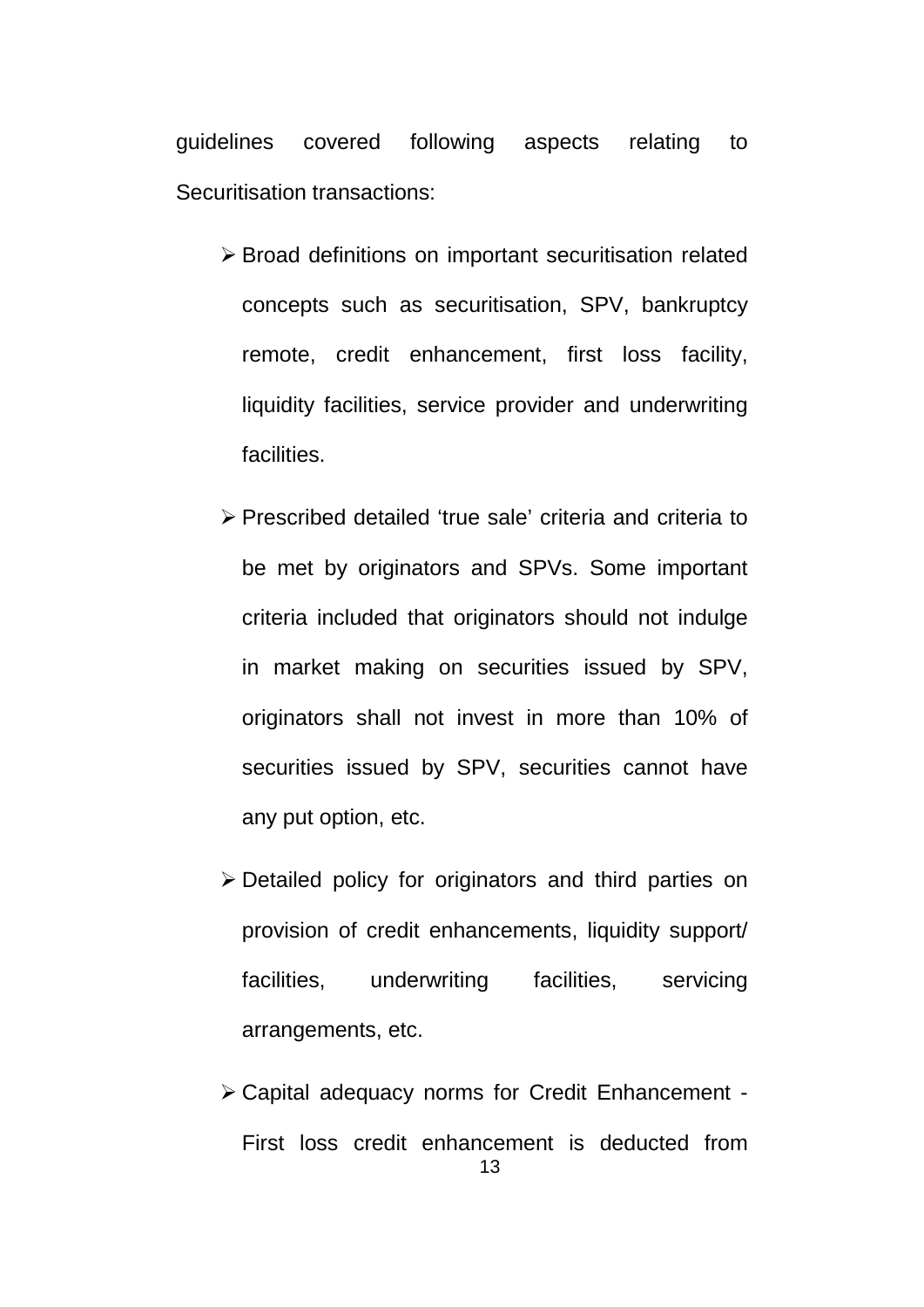guidelines covered following aspects relating to Securitisation transactions:

- Broad definitions on important securitisation related concepts such as securitisation, SPV, bankruptcy remote, credit enhancement, first loss facility, liquidity facilities, service provider and underwriting facilities.
- Prescribed detailed 'true sale' criteria and criteria to be met by originators and SPVs. Some important criteria included that originators should not indulge in market making on securities issued by SPV, originators shall not invest in more than 10% of securities issued by SPV, securities cannot have any put option, etc.
- Detailed policy for originators and third parties on provision of credit enhancements, liquidity support/ facilities, underwriting facilities, servicing arrangements, etc.
- Capital adequacy norms for Credit Enhancement - First loss credit enhancement is deducted from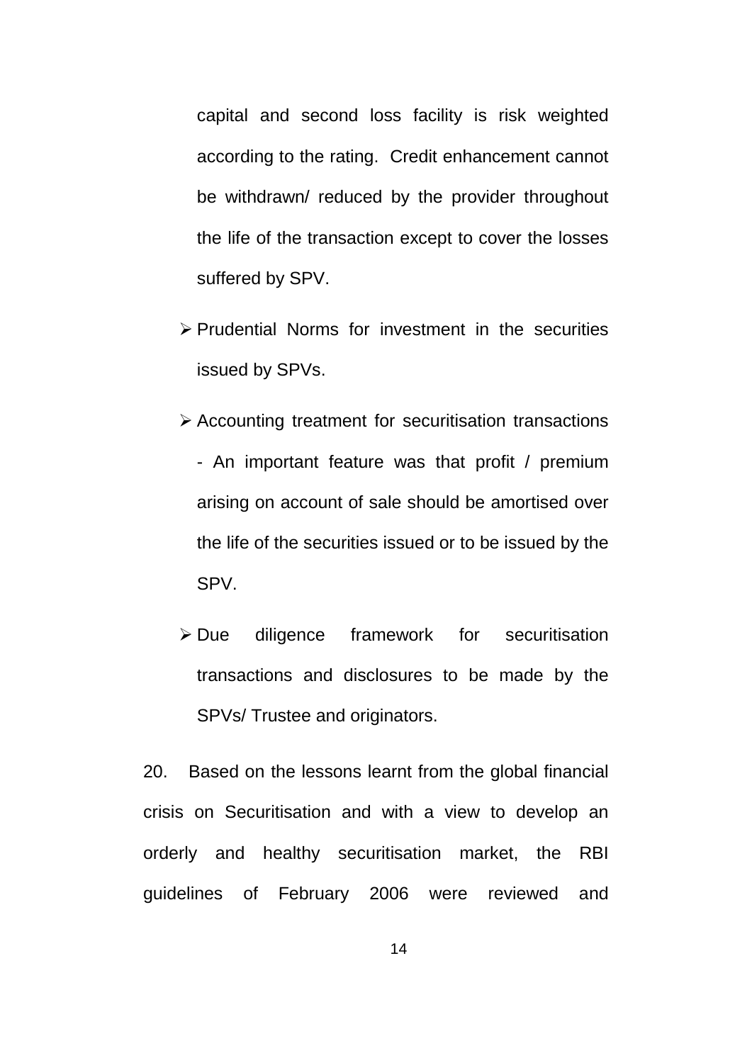capital and second loss facility is risk weighted according to the rating. Credit enhancement cannot be withdrawn/ reduced by the provider throughout the life of the transaction except to cover the losses suffered by SPV.

- Prudential Norms for investment in the securities issued by SPVs.
- Accounting treatment for securitisation transactions - An important feature was that profit / premium arising on account of sale should be amortised over the life of the securities issued or to be issued by the SPV.
- Due diligence framework for securitisation transactions and disclosures to be made by the SPVs/ Trustee and originators.

20. Based on the lessons learnt from the global financial crisis on Securitisation and with a view to develop an orderly and healthy securitisation market, the RBI guidelines of February 2006 were reviewed and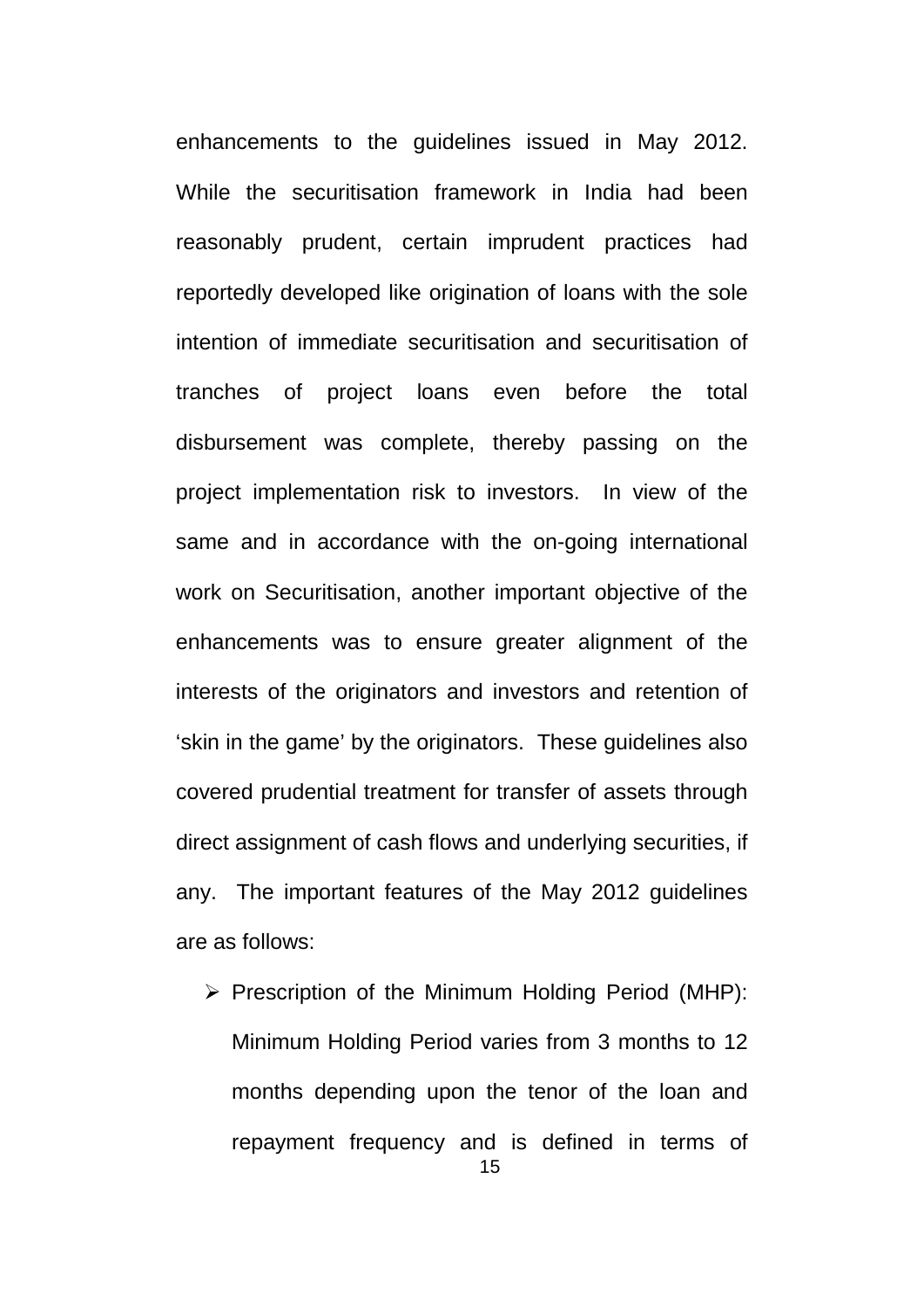enhancements to the guidelines issued in May 2012. While the securitisation framework in India had been reasonably prudent, certain imprudent practices had reportedly developed like origination of loans with the sole intention of immediate securitisation and securitisation of tranches of project loans even before the total disbursement was complete, thereby passing on the project implementation risk to investors. In view of the same and in accordance with the on-going international work on Securitisation, another important objective of the enhancements was to ensure greater alignment of the interests of the originators and investors and retention of 'skin in the game' by the originators. These guidelines also covered prudential treatment for transfer of assets through direct assignment of cash flows and underlying securities, if any. The important features of the May 2012 guidelines are as follows:

- Prescription of the Minimum Holding Period (MHP): Minimum Holding Period varies from 3 months to 12 months depending upon the tenor of the loan and repayment frequency and is defined in terms of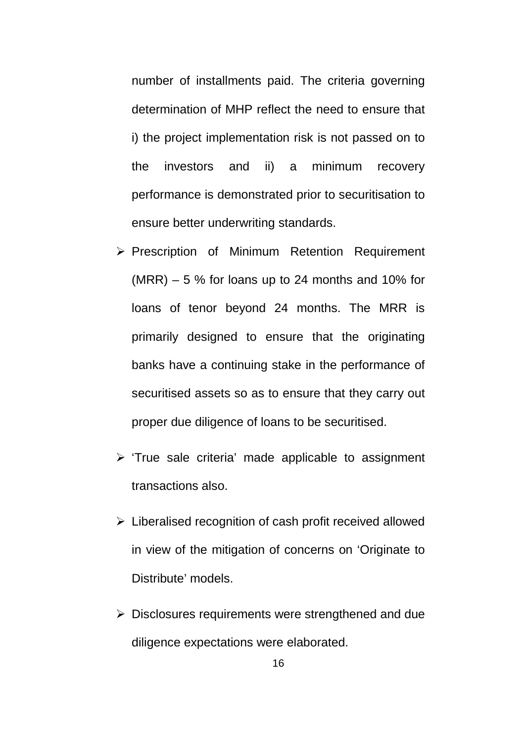number of installments paid. The criteria governing determination of MHP reflect the need to ensure that i) the project implementation risk is not passed on to the investors and ii) a minimum recovery performance is demonstrated prior to securitisation to ensure better underwriting standards.

- Prescription of Minimum Retention Requirement (MRR) – 5 % for loans up to 24 months and 10% for loans of tenor beyond 24 months. The MRR is primarily designed to ensure that the originating banks have a continuing stake in the performance of securitised assets so as to ensure that they carry out proper due diligence of loans to be securitised.
- 'True sale criteria' made applicable to assignment transactions also.
- Liberalised recognition of cash profit received allowed in view of the mitigation of concerns on 'Originate to Distribute' models.
- Disclosures requirements were strengthened and due diligence expectations were elaborated.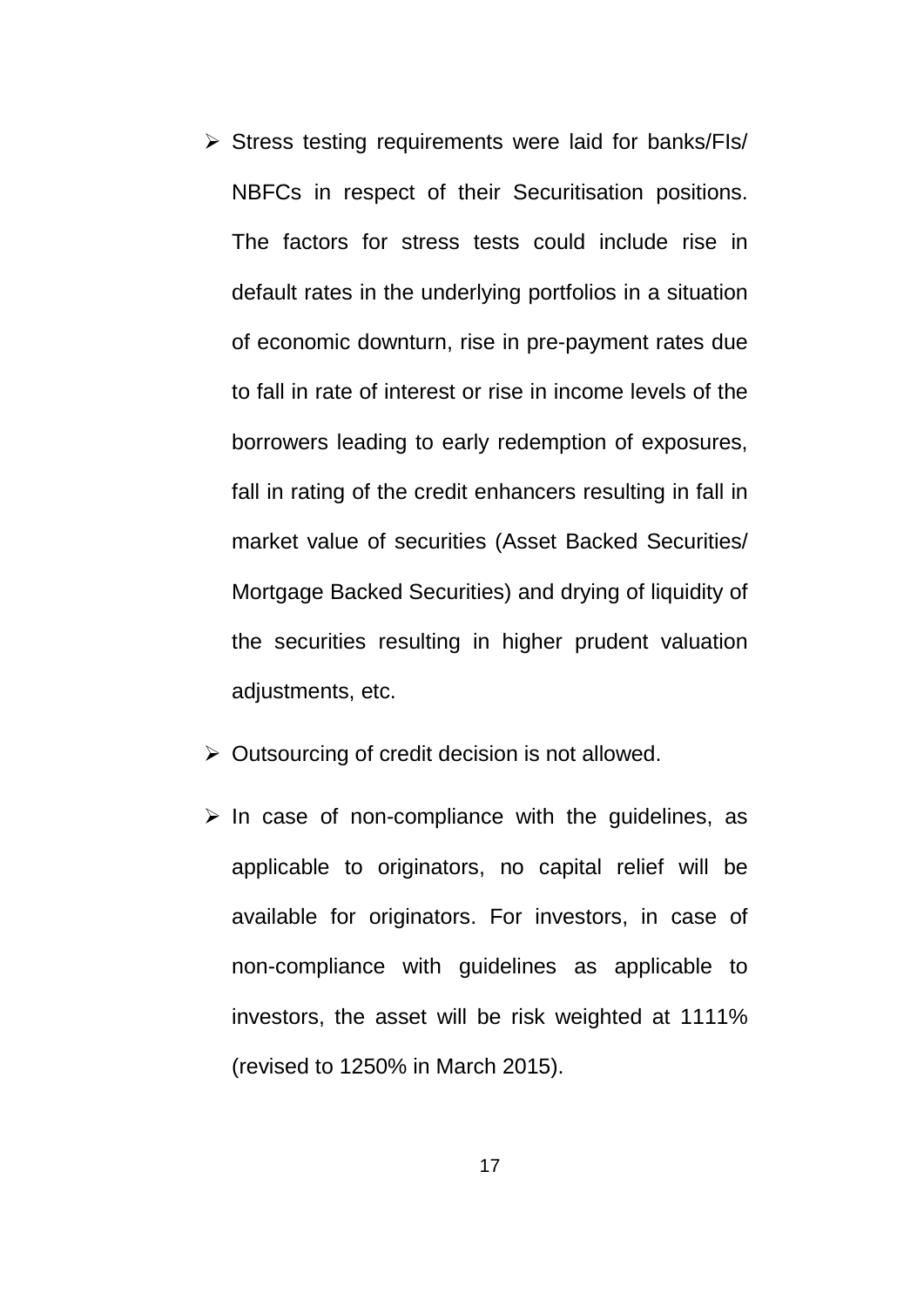- Stress testing requirements were laid for banks/FIs/ NBFCs in respect of their Securitisation positions. The factors for stress tests could include rise in default rates in the underlying portfolios in a situation of economic downturn, rise in pre-payment rates due to fall in rate of interest or rise in income levels of the borrowers leading to early redemption of exposures, fall in rating of the credit enhancers resulting in fall in market value of securities (Asset Backed Securities/ Mortgage Backed Securities) and drying of liquidity of the securities resulting in higher prudent valuation adjustments, etc.

- Outsourcing of credit decision is not allowed.

- In case of non-compliance with the guidelines, as applicable to originators, no capital relief will be available for originators. For investors, in case of non-compliance with guidelines as applicable to investors, the asset will be risk weighted at 1111% (revised to 1250% in March 2015).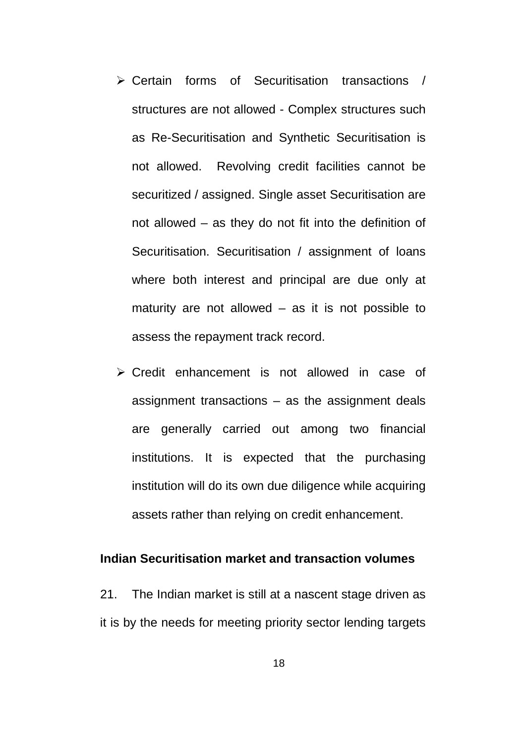- Certain forms of Securitisation transactions / structures are not allowed - Complex structures such as Re-Securitisation and Synthetic Securitisation is not allowed. Revolving credit facilities cannot be securitized / assigned. Single asset Securitisation are not allowed – as they do not fit into the definition of Securitisation. Securitisation / assignment of loans where both interest and principal are due only at maturity are not allowed – as it is not possible to assess the repayment track record.

- Credit enhancement is not allowed in case of assignment transactions – as the assignment deals are generally carried out among two financial institutions. It is expected that the purchasing institution will do its own due diligence while acquiring assets rather than relying on credit enhancement.

**Indian Securitisation market and transaction volumes**

21. The Indian market is still at a nascent stage driven as it is by the needs for meeting priority sector lending targets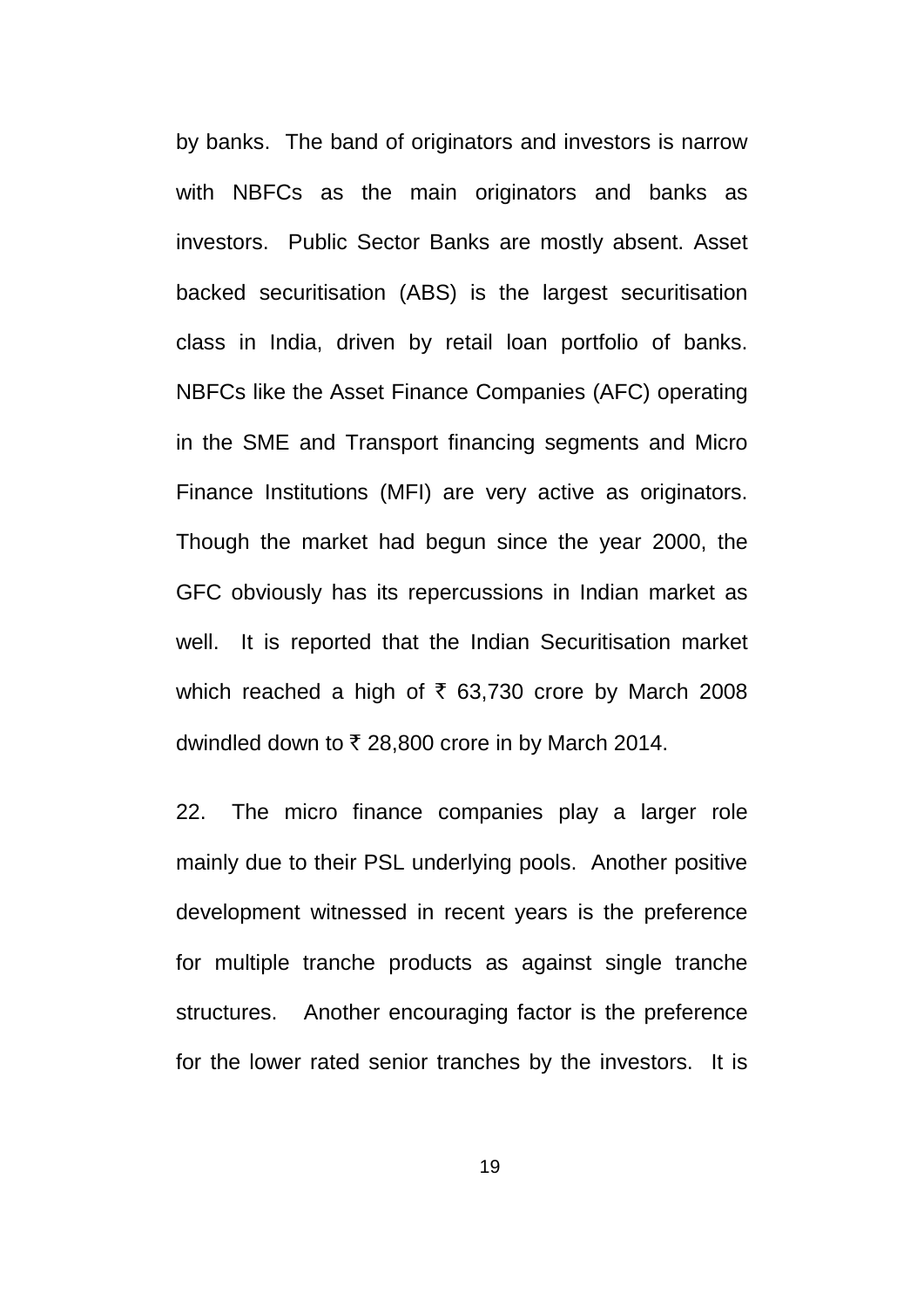by banks. The band of originators and investors is narrow with NBFCs as the main originators and banks as investors. Public Sector Banks are mostly absent. Asset backed securitisation (ABS) is the largest securitisation class in India, driven by retail loan portfolio of banks. NBFCs like the Asset Finance Companies (AFC) operating in the SME and Transport financing segments and Micro Finance Institutions (MFI) are very active as originators. Though the market had begun since the year 2000, the GFC obviously has its repercussions in Indian market as well. It is reported that the Indian Securitisation market which reached a high of ₹ 63,730 crore by March 2008 dwindled down to ₹ 28,800 crore in by March 2014.

22. The micro finance companies play a larger role mainly due to their PSL underlying pools. Another positive development witnessed in recent years is the preference for multiple tranche products as against single tranche structures. Another encouraging factor is the preference for the lower rated senior tranches by the investors. It is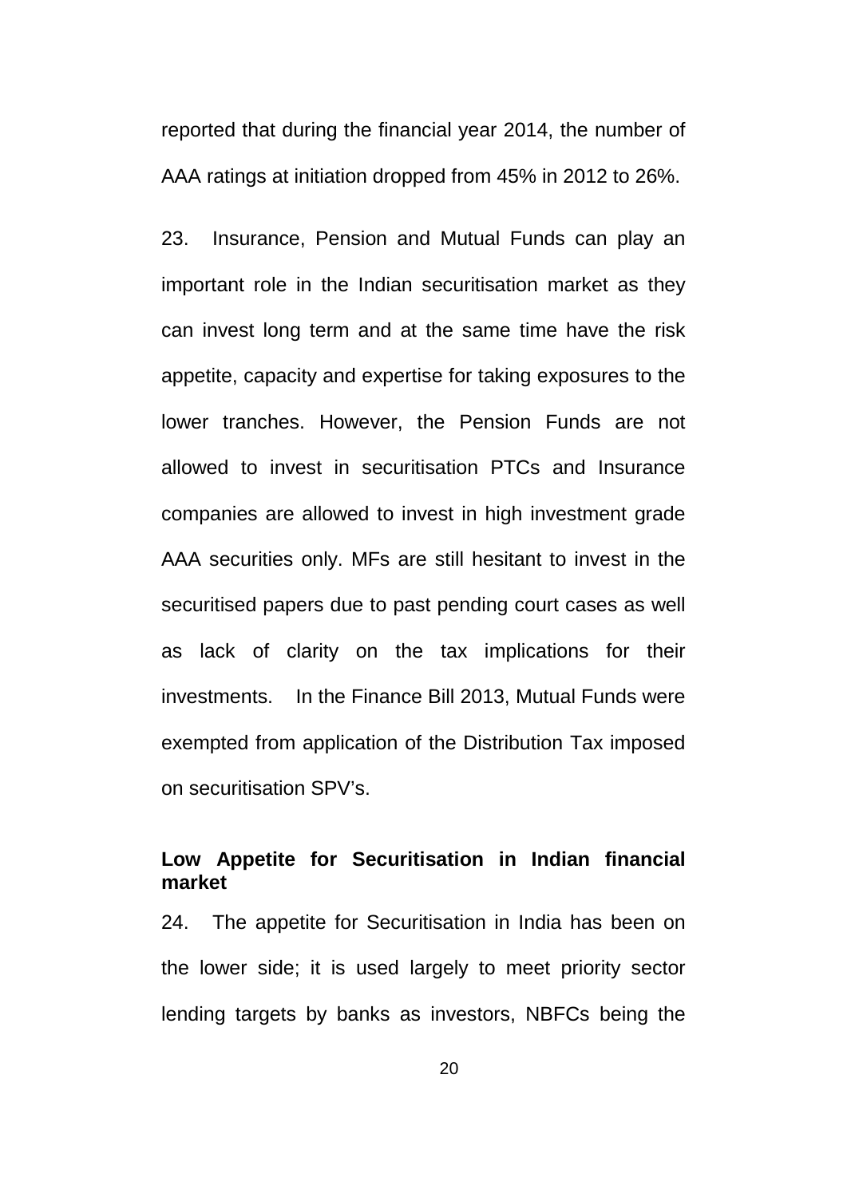reported that during the financial year 2014, the number of AAA ratings at initiation dropped from 45% in 2012 to 26%.

23. Insurance, Pension and Mutual Funds can play an important role in the Indian securitisation market as they can invest long term and at the same time have the risk appetite, capacity and expertise for taking exposures to the lower tranches. However, the Pension Funds are not allowed to invest in securitisation PTCs and Insurance companies are allowed to invest in high investment grade AAA securities only. MFs are still hesitant to invest in the securitised papers due to past pending court cases as well as lack of clarity on the tax implications for their investments. In the Finance Bill 2013, Mutual Funds were exempted from application of the Distribution Tax imposed on securitisation SPV's.

**Low Appetite for Securitisation in Indian financial market**

24. The appetite for Securitisation in India has been on the lower side; it is used largely to meet priority sector lending targets by banks as investors, NBFCs being the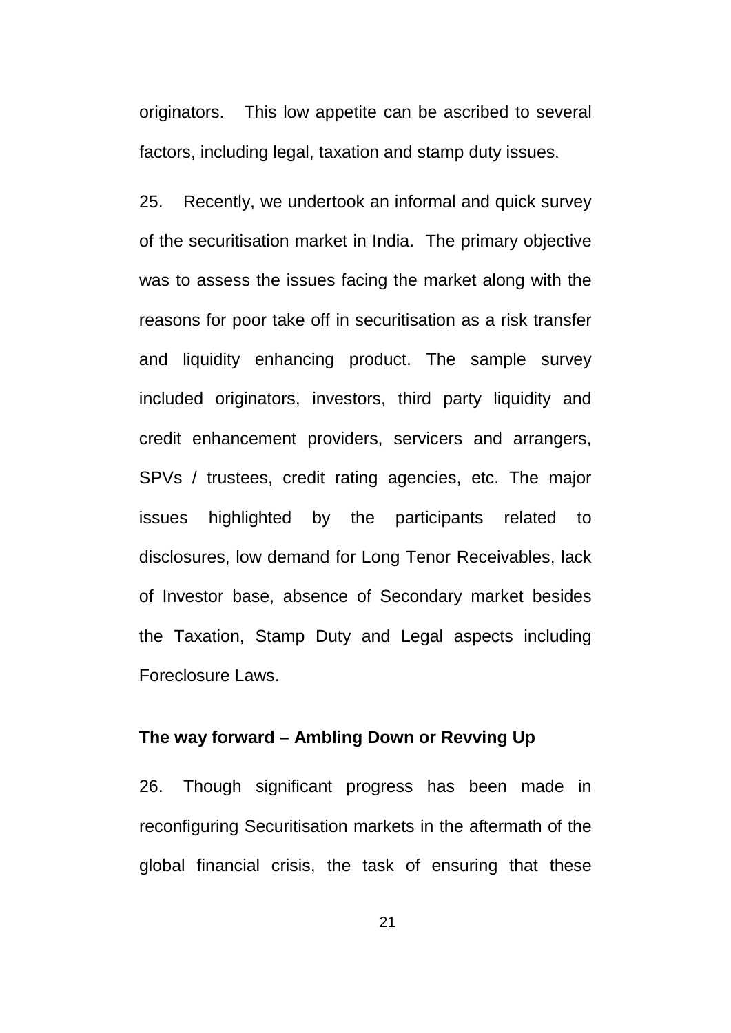originators. This low appetite can be ascribed to several factors, including legal, taxation and stamp duty issues.

25. Recently, we undertook an informal and quick survey of the securitisation market in India. The primary objective was to assess the issues facing the market along with the reasons for poor take off in securitisation as a risk transfer and liquidity enhancing product. The sample survey included originators, investors, third party liquidity and credit enhancement providers, servicers and arrangers, SPVs / trustees, credit rating agencies, etc. The major issues highlighted by the participants related to disclosures, low demand for Long Tenor Receivables, lack of Investor base, absence of Secondary market besides the Taxation, Stamp Duty and Legal aspects including Foreclosure Laws.

**The way forward – Ambling Down or Revving Up**

26. Though significant progress has been made in reconfiguring Securitisation markets in the aftermath of the global financial crisis, the task of ensuring that these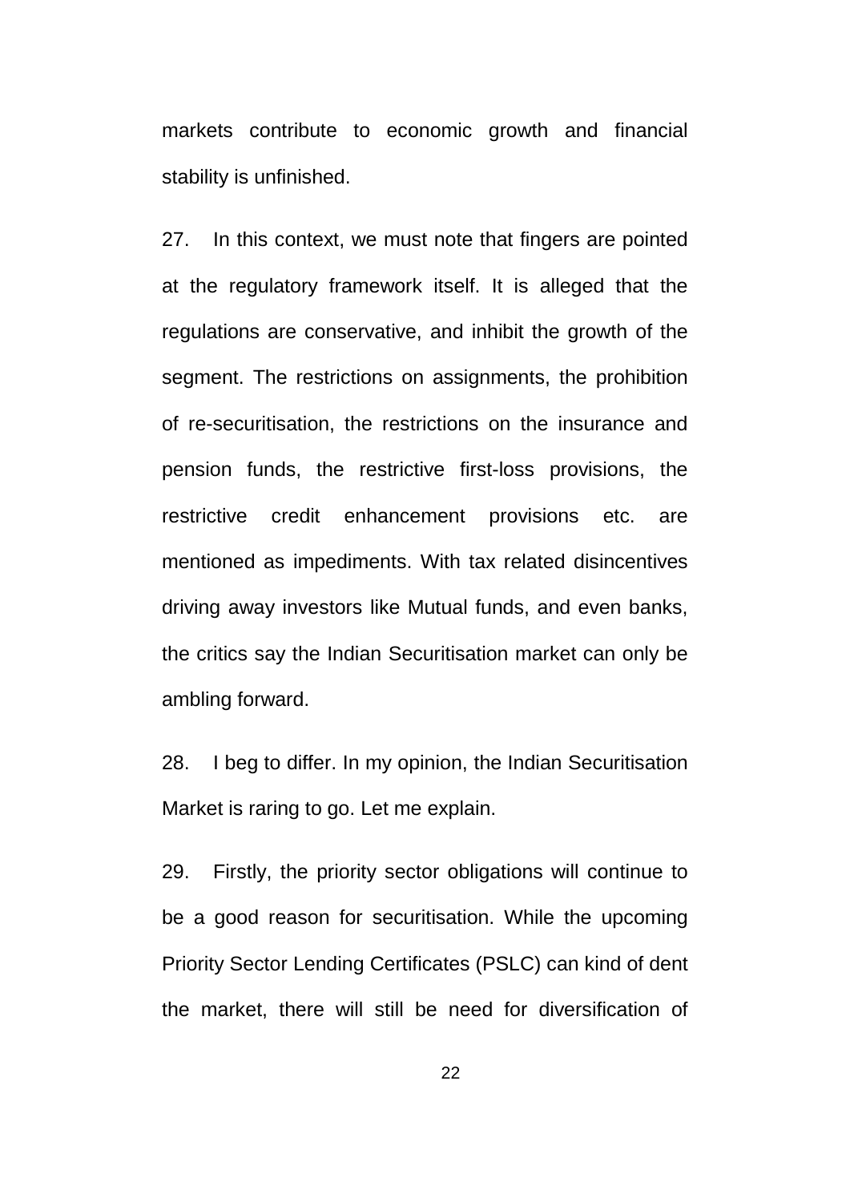markets contribute to economic growth and financial stability is unfinished.

27. In this context, we must note that fingers are pointed at the regulatory framework itself. It is alleged that the regulations are conservative, and inhibit the growth of the segment. The restrictions on assignments, the prohibition of re-securitisation, the restrictions on the insurance and pension funds, the restrictive first-loss provisions, the restrictive credit enhancement provisions etc. are mentioned as impediments. With tax related disincentives driving away investors like Mutual funds, and even banks, the critics say the Indian Securitisation market can only be ambling forward.

28. I beg to differ. In my opinion, the Indian Securitisation Market is raring to go. Let me explain.

29. Firstly, the priority sector obligations will continue to be a good reason for securitisation. While the upcoming Priority Sector Lending Certificates (PSLC) can kind of dent the market, there will still be need for diversification of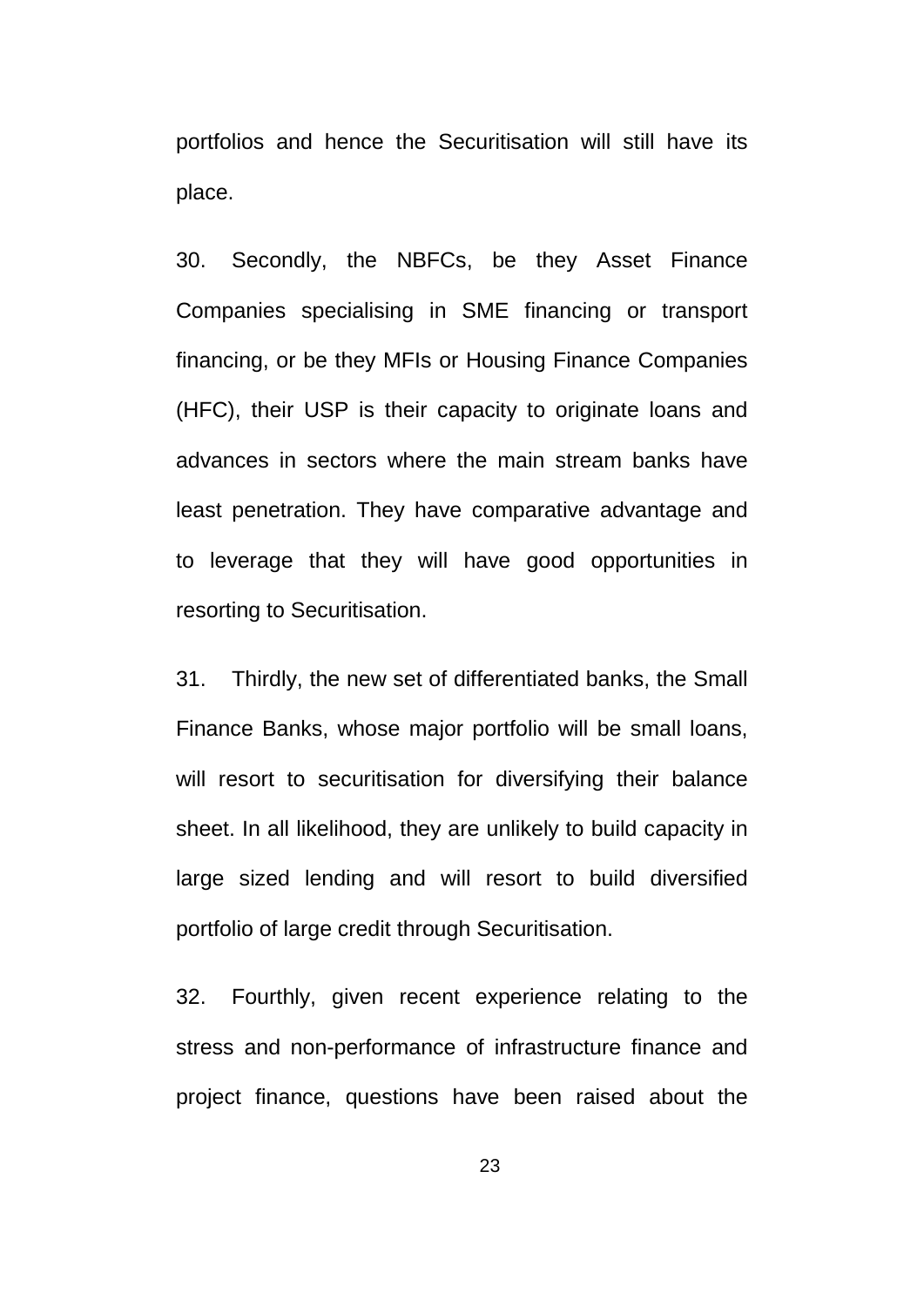portfolios and hence the Securitisation will still have its place.

30. Secondly, the NBFCs, be they Asset Finance Companies specialising in SME financing or transport financing, or be they MFIs or Housing Finance Companies (HFC), their USP is their capacity to originate loans and advances in sectors where the main stream banks have least penetration. They have comparative advantage and to leverage that they will have good opportunities in resorting to Securitisation.

31. Thirdly, the new set of differentiated banks, the Small Finance Banks, whose major portfolio will be small loans, will resort to securitisation for diversifying their balance sheet. In all likelihood, they are unlikely to build capacity in large sized lending and will resort to build diversified portfolio of large credit through Securitisation.

32. Fourthly, given recent experience relating to the stress and non-performance of infrastructure finance and project finance, questions have been raised about the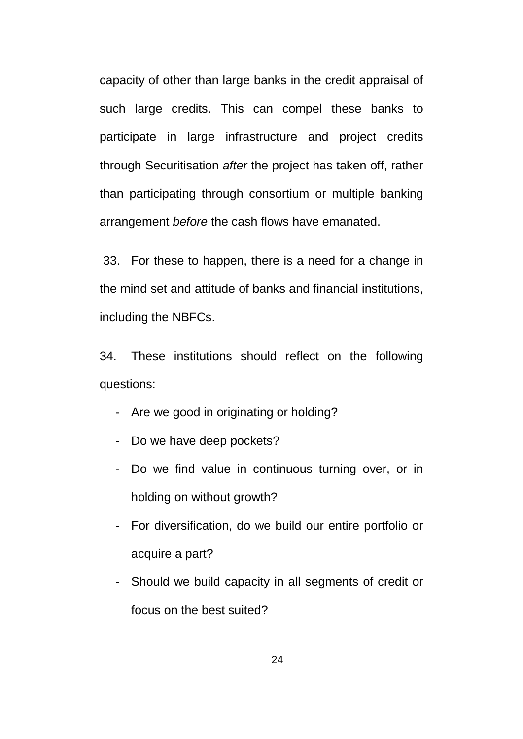capacity of other than large banks in the credit appraisal of such large credits. This can compel these banks to participate in large infrastructure and project credits through Securitisation *after* the project has taken off, rather than participating through consortium or multiple banking arrangement *before* the cash flows have emanated.

33. For these to happen, there is a need for a change in the mind set and attitude of banks and financial institutions, including the NBFCs.

34. These institutions should reflect on the following questions:

- Are we good in originating or holding?
- Do we have deep pockets?
- Do we find value in continuous turning over, or in holding on without growth?
- For diversification, do we build our entire portfolio or acquire a part?
- Should we build capacity in all segments of credit or focus on the best suited?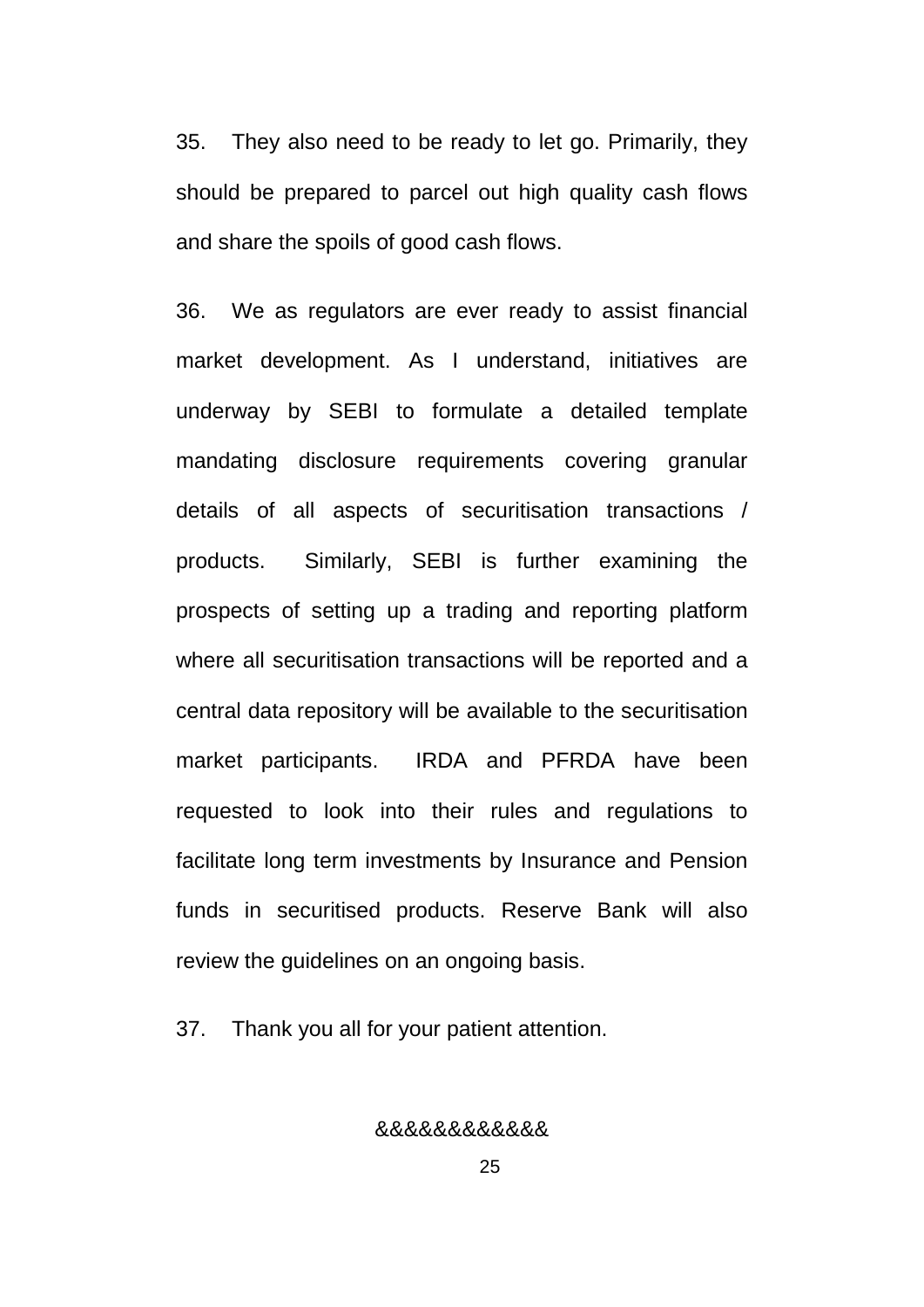35. They also need to be ready to let go. Primarily, they should be prepared to parcel out high quality cash flows and share the spoils of good cash flows.

36. We as regulators are ever ready to assist financial market development. As I understand, initiatives are underway by SEBI to formulate a detailed template mandating disclosure requirements covering granular details of all aspects of securitisation transactions / products. Similarly, SEBI is further examining the prospects of setting up a trading and reporting platform where all securitisation transactions will be reported and a central data repository will be available to the securitisation market participants. IRDA and PFRDA have been requested to look into their rules and regulations to facilitate long term investments by Insurance and Pension funds in securitised products. Reserve Bank will also review the guidelines on an ongoing basis.

37. Thank you all for your patient attention.

&&&&&&&&&&&&